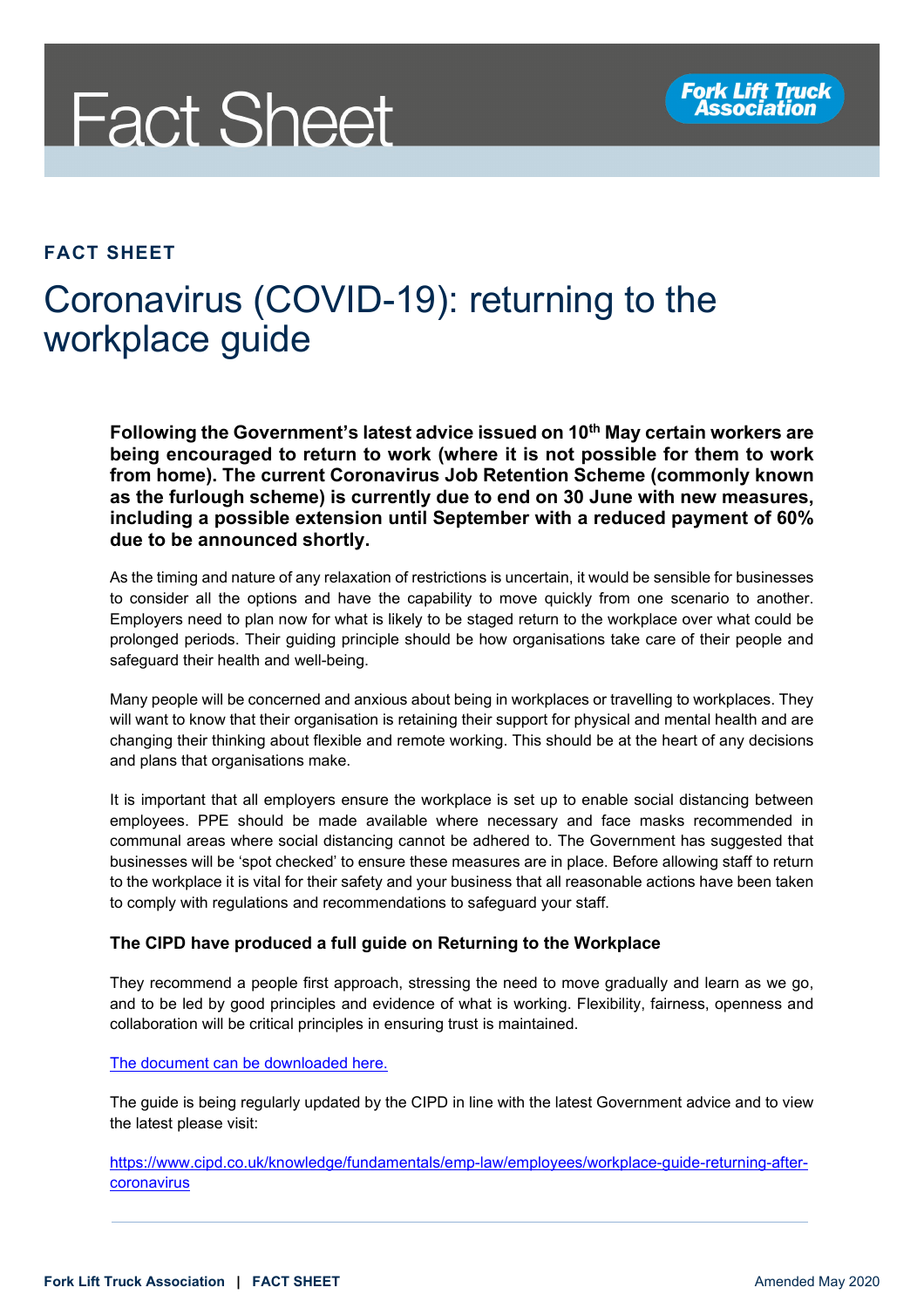# Fact Sheet

**FACT SHEET**

## Coronavirus (COVID-19): returning to the workplace guide

**Following the Government's latest advice issued on 10th May certain workers are being encouraged to return to work (where it is not possible for them to work from home). The current Coronavirus Job Retention Scheme (commonly known as the furlough scheme) is currently due to end on 30 June with new measures, including a possible extension until September with a reduced payment of 60% due to be announced shortly.**

As the timing and nature of any relaxation of restrictions is uncertain, it would be sensible for businesses to consider all the options and have the capability to move quickly from one scenario to another. Employers need to plan now for what is likely to be staged return to the workplace over what could be prolonged periods. Their guiding principle should be how organisations take care of their people and safeguard their health and well-being.

Many people will be concerned and anxious about being in workplaces or travelling to workplaces. They will want to know that their organisation is retaining their support for physical and mental health and are changing their thinking about flexible and remote working. This should be at the heart of any decisions and plans that organisations make.

It is important that all employers ensure the workplace is set up to enable social distancing between employees. PPE should be made available where necessary and face masks recommended in communal areas where social distancing cannot be adhered to. The Government has suggested that businesses will be 'spot checked' to ensure these measures are in place. Before allowing staff to return to the workplace it is vital for their safety and your business that all reasonable actions have been taken to comply with regulations and recommendations to safeguard your staff.

### The CIPD have produced a full guide on Returning to the Workplace

They recommend a people first approach, stressing the need to move gradually and learn as we go, and to be led by good principles and evidence of what is working. Flexibility, fairness, openness and collaboration will be critical principles in ensuring trust is maintained.

The document can be downloaded here.

The guide is being regularly updated by the CIPD in line with the latest Government advice and to view the latest please visit:

https://www.cipd.co.uk/knowledge/fundamentals/emp-law/employees/workplace-guide-returning-after-coronavirus

---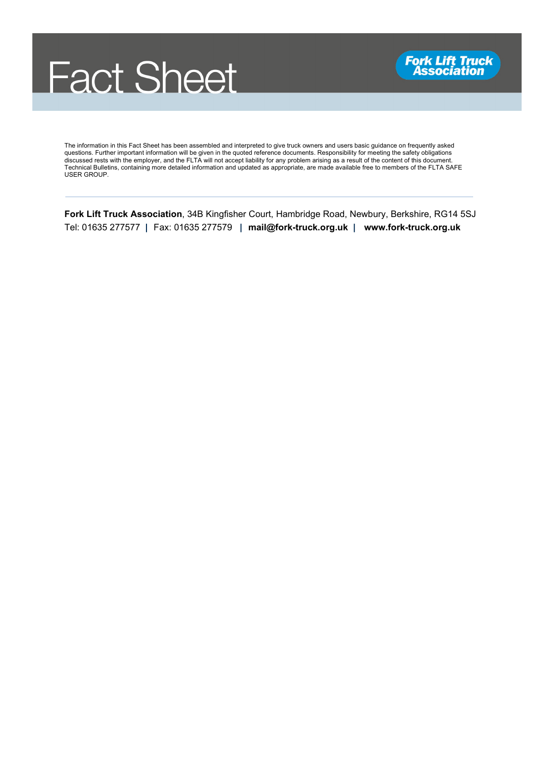# Fact Sheet

Fork Lift Truck Association

The information in this Fact Sheet has been assembled and interpreted to give truck owners and users basic guidance on frequently asked questions. Further important information will be given in the quoted reference documents. Responsibility for meeting the safety obligations discussed rests with the employer, and the FLTA will not accept liability for any problem arising as a result of the content of this document. Technical Bulletins, containing more detailed information and updated as appropriate, are made available free to members of the FLTA SAFE USER GROUP.

---

**Fork Lift Truck Association**, 34B Kingfisher Court, Hambridge Road, Newbury, Berkshire, RG14 5SJ
Tel: 01635 277577 | Fax: 01635 277579 | **mail@fork-truck.org.uk** | **www.fork-truck.org.uk**